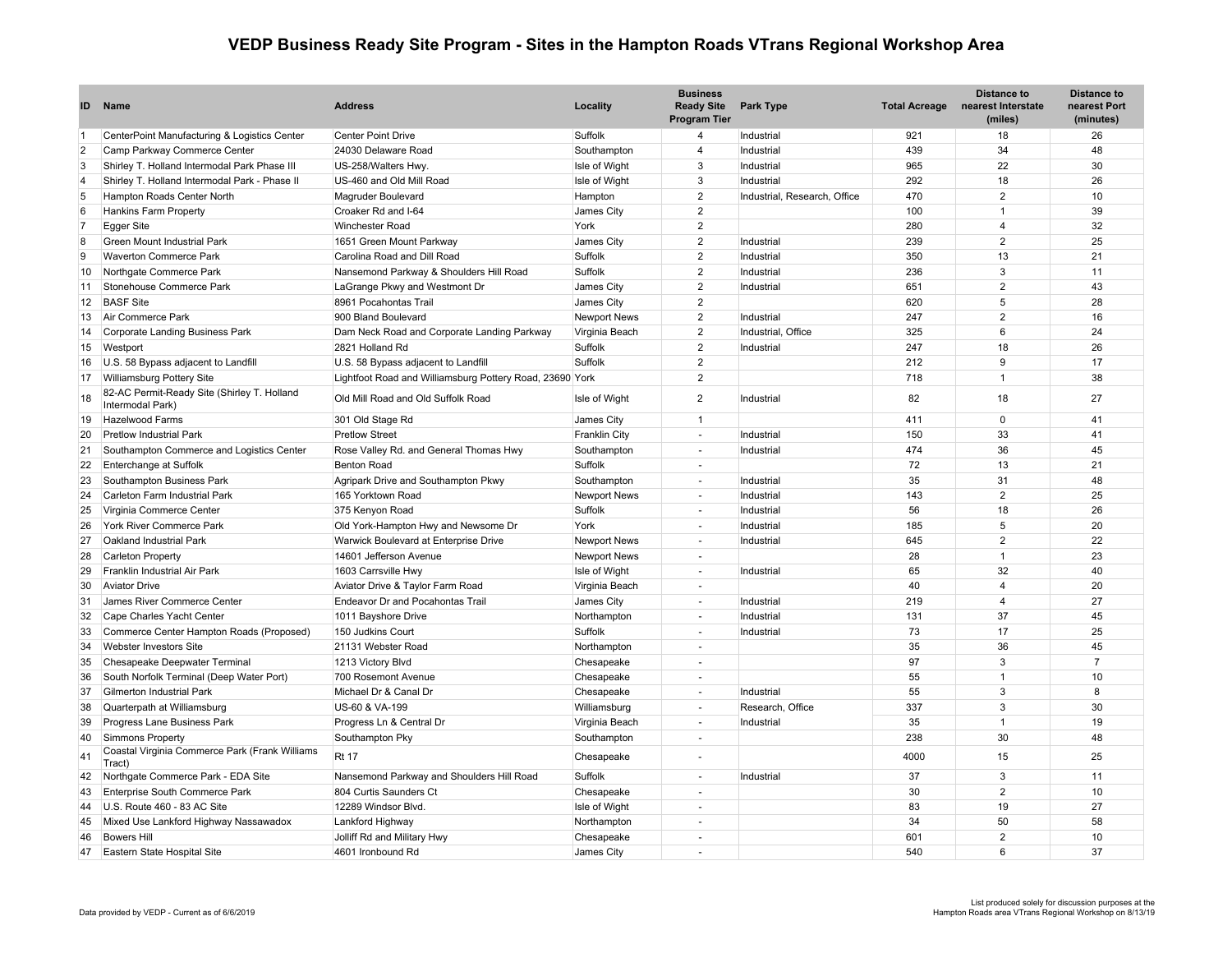# VEDP Business Ready Site Program - Sites in the Hampton Roads VTrans Regional Workshop Area

| ID | Name | Address | Locality | Business Ready Site Program Tier | Park Type | Total Acreage | Distance to nearest Interstate (miles) | Distance to nearest Port (minutes) |
|---|---|---|---|---|---|---|---|---|
| 1 | CenterPoint Manufacturing & Logistics Center | Center Point Drive | Suffolk | 4 | Industrial | 921 | 18 | 26 |
| 2 | Camp Parkway Commerce Center | 24030 Delaware Road | Southampton | 4 | Industrial | 439 | 34 | 48 |
| 3 | Shirley T. Holland Intermodal Park Phase III | US-258/Walters Hwy. | Isle of Wight | 3 | Industrial | 965 | 22 | 30 |
| 4 | Shirley T. Holland Intermodal Park - Phase II | US-460 and Old Mill Road | Isle of Wight | 3 | Industrial | 292 | 18 | 26 |
| 5 | Hampton Roads Center North | Magruder Boulevard | Hampton | 2 | Industrial, Research, Office | 470 | 2 | 10 |
| 6 | Hankins Farm Property | Croaker Rd and I-64 | James City | 2 | | 100 | 1 | 39 |
| 7 | Egger Site | Winchester Road | York | 2 | | 280 | 4 | 32 |
| 8 | Green Mount Industrial Park | 1651 Green Mount Parkway | James City | 2 | Industrial | 239 | 2 | 25 |
| 9 | Waverton Commerce Park | Carolina Road and Dill Road | Suffolk | 2 | Industrial | 350 | 13 | 21 |
| 10 | Northgate Commerce Park | Nansemond Parkway & Shoulders Hill Road | Suffolk | 2 | Industrial | 236 | 3 | 11 |
| 11 | Stonehouse Commerce Park | LaGrange Pkwy and Westmont Dr | James City | 2 | Industrial | 651 | 2 | 43 |
| 12 | BASF Site | 8961 Pocahontas Trail | James City | 2 | | 620 | 5 | 28 |
| 13 | Air Commerce Park | 900 Bland Boulevard | Newport News | 2 | Industrial | 247 | 2 | 16 |
| 14 | Corporate Landing Business Park | Dam Neck Road and Corporate Landing Parkway | Virginia Beach | 2 | Industrial, Office | 325 | 6 | 24 |
| 15 | Westport | 2821 Holland Rd | Suffolk | 2 | Industrial | 247 | 18 | 26 |
| 16 | U.S. 58 Bypass adjacent to Landfill | U.S. 58 Bypass adjacent to Landfill | Suffolk | 2 | | 212 | 9 | 17 |
| 17 | Williamsburg Pottery Site | Lightfoot Road and Williamsburg Pottery Road, 23690 | York | 2 | | 718 | 1 | 38 |
| 18 | 82-AC Permit-Ready Site (Shirley T. Holland Intermodal Park) | Old Mill Road and Old Suffolk Road | Isle of Wight | 2 | Industrial | 82 | 18 | 27 |
| 19 | Hazelwood Farms | 301 Old Stage Rd | James City | 1 | | 411 | 0 | 41 |
| 20 | Pretlow Industrial Park | Pretlow Street | Franklin City | - | Industrial | 150 | 33 | 41 |
| 21 | Southampton Commerce and Logistics Center | Rose Valley Rd. and General Thomas Hwy | Southampton | - | Industrial | 474 | 36 | 45 |
| 22 | Enterchange at Suffolk | Benton Road | Suffolk | - | | 72 | 13 | 21 |
| 23 | Southampton Business Park | Agripark Drive and Southampton Pkwy | Southampton | - | Industrial | 35 | 31 | 48 |
| 24 | Carleton Farm Industrial Park | 165 Yorktown Road | Newport News | - | Industrial | 143 | 2 | 25 |
| 25 | Virginia Commerce Center | 375 Kenyon Road | Suffolk | - | Industrial | 56 | 18 | 26 |
| 26 | York River Commerce Park | Old York-Hampton Hwy and Newsome Dr | York | - | Industrial | 185 | 5 | 20 |
| 27 | Oakland Industrial Park | Warwick Boulevard at Enterprise Drive | Newport News | - | Industrial | 645 | 2 | 22 |
| 28 | Carleton Property | 14601 Jefferson Avenue | Newport News | - | | 28 | 1 | 23 |
| 29 | Franklin Industrial Air Park | 1603 Carrsville Hwy | Isle of Wight | - | Industrial | 65 | 32 | 40 |
| 30 | Aviator Drive | Aviator Drive & Taylor Farm Road | Virginia Beach | - | | 40 | 4 | 20 |
| 31 | James River Commerce Center | Endeavor Dr and Pocahontas Trail | James City | - | Industrial | 219 | 4 | 27 |
| 32 | Cape Charles Yacht Center | 1011 Bayshore Drive | Northampton | - | Industrial | 131 | 37 | 45 |
| 33 | Commerce Center Hampton Roads (Proposed) | 150 Judkins Court | Suffolk | - | Industrial | 73 | 17 | 25 |
| 34 | Webster Investors Site | 21131 Webster Road | Northampton | - | | 35 | 36 | 45 |
| 35 | Chesapeake Deepwater Terminal | 1213 Victory Blvd | Chesapeake | - | | 97 | 3 | 7 |
| 36 | South Norfolk Terminal (Deep Water Port) | 700 Rosemont Avenue | Chesapeake | - | | 55 | 1 | 10 |
| 37 | Gilmerton Industrial Park | Michael Dr & Canal Dr | Chesapeake | - | Industrial | 55 | 3 | 8 |
| 38 | Quarterpath at Williamsburg | US-60 & VA-199 | Williamsburg | - | Research, Office | 337 | 3 | 30 |
| 39 | Progress Lane Business Park | Progress Ln & Central Dr | Virginia Beach | - | Industrial | 35 | 1 | 19 |
| 40 | Simmons Property | Southampton Pky | Southampton | - | | 238 | 30 | 48 |
| 41 | Coastal Virginia Commerce Park (Frank Williams Tract) | Rt 17 | Chesapeake | - | | 4000 | 15 | 25 |
| 42 | Northgate Commerce Park - EDA Site | Nansemond Parkway and Shoulders Hill Road | Suffolk | - | Industrial | 37 | 3 | 11 |
| 43 | Enterprise South Commerce Park | 804 Curtis Saunders Ct | Chesapeake | - | | 30 | 2 | 10 |
| 44 | U.S. Route 460 - 83 AC Site | 12289 Windsor Blvd. | Isle of Wight | - | | 83 | 19 | 27 |
| 45 | Mixed Use Lankford Highway Nassawadox | Lankford Highway | Northampton | - | | 34 | 50 | 58 |
| 46 | Bowers Hill | Jolliff Rd and Military Hwy | Chesapeake | - | | 601 | 2 | 10 |
| 47 | Eastern State Hospital Site | 4601 Ironbound Rd | James City | - | | 540 | 6 | 37 |

Data provided by VEDP - Current as of 6/6/2019

List produced solely for discussion purposes at the Hampton Roads area VTrans Regional Workshop on 8/13/19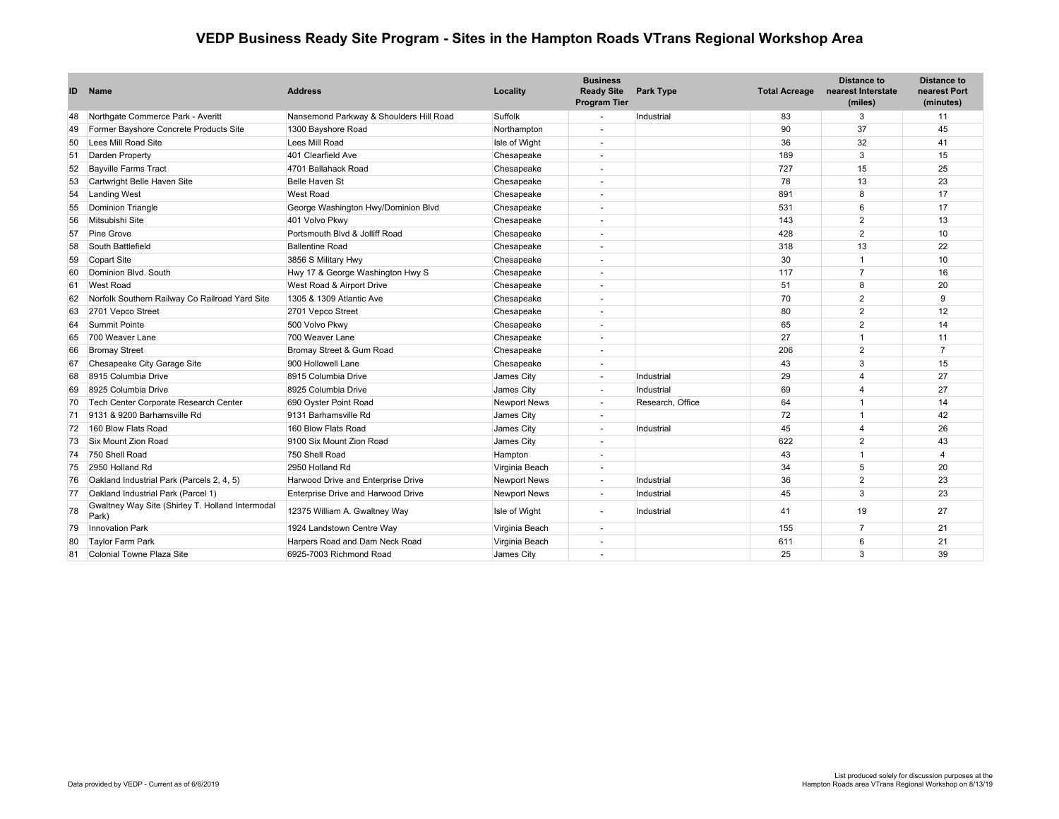# VEDP Business Ready Site Program - Sites in the Hampton Roads VTrans Regional Workshop Area

| ID | Name | Address | Locality | Business Ready Site Program Tier | Park Type | Total Acreage | Distance to nearest Interstate (miles) | Distance to nearest Port (minutes) |
|---|---|---|---|---|---|---|---|---|
| 48 | Northgate Commerce Park - Averitt | Nansemond Parkway & Shoulders Hill Road | Suffolk | - | Industrial | 83 | 3 | 11 |
| 49 | Former Bayshore Concrete Products Site | 1300 Bayshore Road | Northampton | - | | 90 | 37 | 45 |
| 50 | Lees Mill Road Site | Lees Mill Road | Isle of Wight | - | | 36 | 32 | 41 |
| 51 | Darden Property | 401 Clearfield Ave | Chesapeake | - | | 189 | 3 | 15 |
| 52 | Bayville Farms Tract | 4701 Ballahack Road | Chesapeake | - | | 727 | 15 | 25 |
| 53 | Cartwright Belle Haven Site | Belle Haven St | Chesapeake | - | | 78 | 13 | 23 |
| 54 | Landing West | West Road | Chesapeake | - | | 891 | 8 | 17 |
| 55 | Dominion Triangle | George Washington Hwy/Dominion Blvd | Chesapeake | - | | 531 | 6 | 17 |
| 56 | Mitsubishi Site | 401 Volvo Pkwy | Chesapeake | - | | 143 | 2 | 13 |
| 57 | Pine Grove | Portsmouth Blvd & Jolliff Road | Chesapeake | - | | 428 | 2 | 10 |
| 58 | South Battlefield | Ballentine Road | Chesapeake | - | | 318 | 13 | 22 |
| 59 | Copart Site | 3856 S Military Hwy | Chesapeake | - | | 30 | 1 | 10 |
| 60 | Dominion Blvd. South | Hwy 17 & George Washington Hwy S | Chesapeake | - | | 117 | 7 | 16 |
| 61 | West Road | West Road & Airport Drive | Chesapeake | - | | 51 | 8 | 20 |
| 62 | Norfolk Southern Railway Co Railroad Yard Site | 1305 & 1309 Atlantic Ave | Chesapeake | - | | 70 | 2 | 9 |
| 63 | 2701 Vepco Street | 2701 Vepco Street | Chesapeake | - | | 80 | 2 | 12 |
| 64 | Summit Pointe | 500 Volvo Pkwy | Chesapeake | - | | 65 | 2 | 14 |
| 65 | 700 Weaver Lane | 700 Weaver Lane | Chesapeake | - | | 27 | 1 | 11 |
| 66 | Bromay Street | Bromay Street & Gum Road | Chesapeake | - | | 206 | 2 | 7 |
| 67 | Chesapeake City Garage Site | 900 Hollowell Lane | Chesapeake | - | | 43 | 3 | 15 |
| 68 | 8915 Columbia Drive | 8915 Columbia Drive | James City | - | Industrial | 29 | 4 | 27 |
| 69 | 8925 Columbia Drive | 8925 Columbia Drive | James City | - | Industrial | 69 | 4 | 27 |
| 70 | Tech Center Corporate Research Center | 690 Oyster Point Road | Newport News | - | Research, Office | 64 | 1 | 14 |
| 71 | 9131 & 9200 Barhamsville Rd | 9131 Barhamsville Rd | James City | - | | 72 | 1 | 42 |
| 72 | 160 Blow Flats Road | 160 Blow Flats Road | James City | - | Industrial | 45 | 4 | 26 |
| 73 | Six Mount Zion Road | 9100 Six Mount Zion Road | James City | - | | 622 | 2 | 43 |
| 74 | 750 Shell Road | 750 Shell Road | Hampton | - | | 43 | 1 | 4 |
| 75 | 2950 Holland Rd | 2950 Holland Rd | Virginia Beach | - | | 34 | 5 | 20 |
| 76 | Oakland Industrial Park (Parcels 2, 4, 5) | Harwood Drive and Enterprise Drive | Newport News | - | Industrial | 36 | 2 | 23 |
| 77 | Oakland Industrial Park (Parcel 1) | Enterprise Drive and Harwood Drive | Newport News | - | Industrial | 45 | 3 | 23 |
| 78 | Gwaltney Way Site (Shirley T. Holland Intermodal Park) | 12375 William A. Gwaltney Way | Isle of Wight | - | Industrial | 41 | 19 | 27 |
| 79 | Innovation Park | 1924 Landstown Centre Way | Virginia Beach | - | | 155 | 7 | 21 |
| 80 | Taylor Farm Park | Harpers Road and Dam Neck Road | Virginia Beach | - | | 611 | 6 | 21 |
| 81 | Colonial Towne Plaza Site | 6925-7003 Richmond Road | James City | - | | 25 | 3 | 39 |

Data provided by VEDP - Current as of 6/6/2019

List produced solely for discussion purposes at the Hampton Roads area VTrans Regional Workshop on 8/13/19